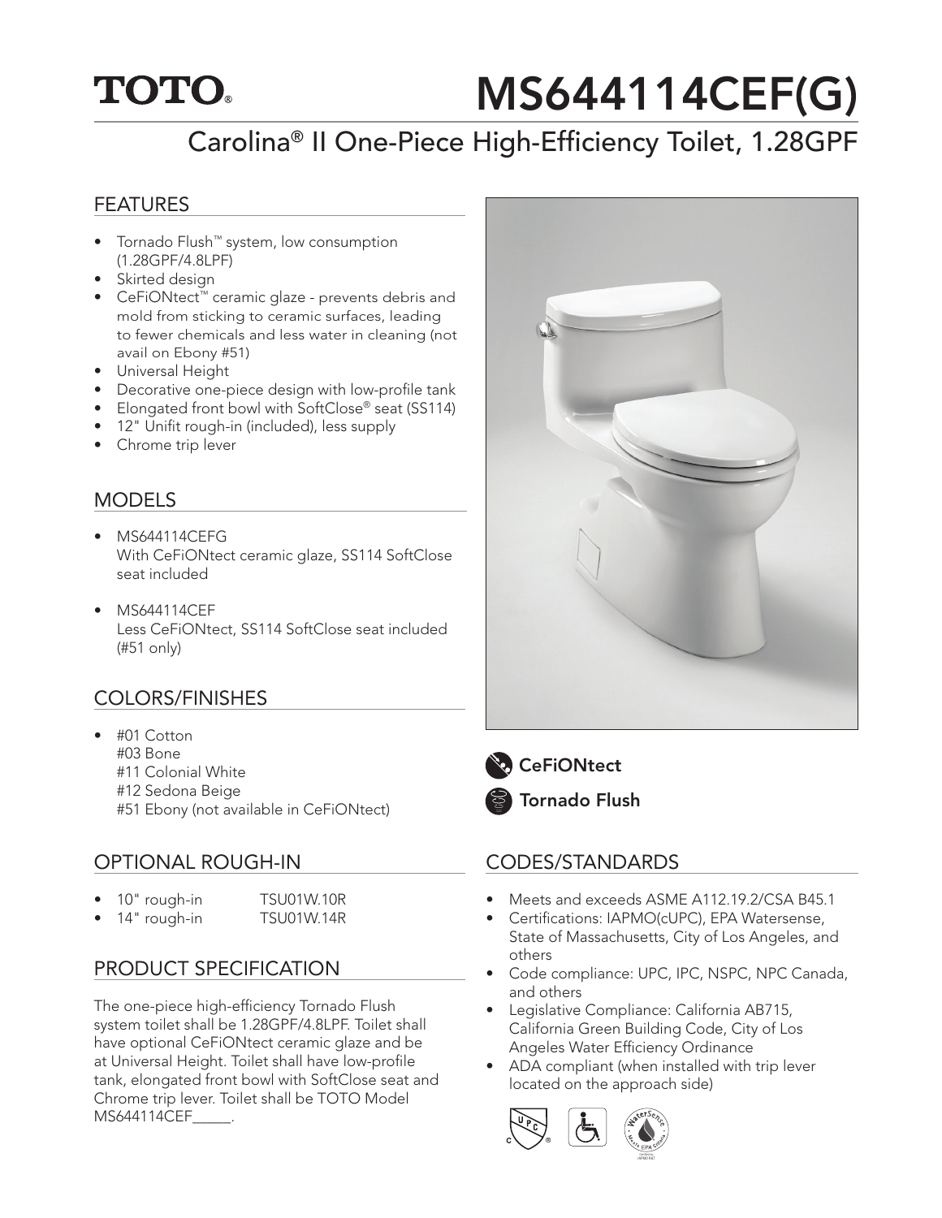TOTO®

# MS644114CEF(G)

## Carolina® II One-Piece High-Efficiency Toilet, 1.28GPF

### FEATURES

- Tornado Flush™ system, low consumption (1.28GPF/4.8LPF)
- Skirted design
- CeFiONtect™ ceramic glaze - prevents debris and mold from sticking to ceramic surfaces, leading to fewer chemicals and less water in cleaning (not avail on Ebony #51)
- Universal Height
- Decorative one-piece design with low-profile tank
- Elongated front bowl with SoftClose® seat (SS114)
- 12" Unifit rough-in (included), less supply
- Chrome trip lever

### MODELS

- MS644114CEFG
  With CeFiONtect ceramic glaze, SS114 SoftClose seat included
- MS644114CEF
  Less CeFiONtect, SS114 SoftClose seat included (#51 only)

### COLORS/FINISHES

- #01 Cotton
  #03 Bone
  #11 Colonial White
  #12 Sedona Beige
  #51 Ebony (not available in CeFiONtect)

### OPTIONAL ROUGH-IN

- 10" rough-in TSU01W.10R
- 14" rough-in TSU01W.14R

### PRODUCT SPECIFICATION

The one-piece high-efficiency Tornado Flush system toilet shall be 1.28GPF/4.8LPF. Toilet shall have optional CeFiONtect ceramic glaze and be at Universal Height. Toilet shall have low-profile tank, elongated front bowl with SoftClose seat and Chrome trip lever. Toilet shall be TOTO Model MS644114CEF_____.

**CeFiONtect**

**Tornado Flush**

### CODES/STANDARDS

- Meets and exceeds ASME A112.19.2/CSA B45.1
- Certifications: IAPMO(cUPC), EPA Watersense, State of Massachusetts, City of Los Angeles, and others
- Code compliance: UPC, IPC, NSPC, NPC Canada, and others
- Legislative Compliance: California AB715, California Green Building Code, City of Los Angeles Water Efficiency Ordinance
- ADA compliant (when installed with trip lever located on the approach side)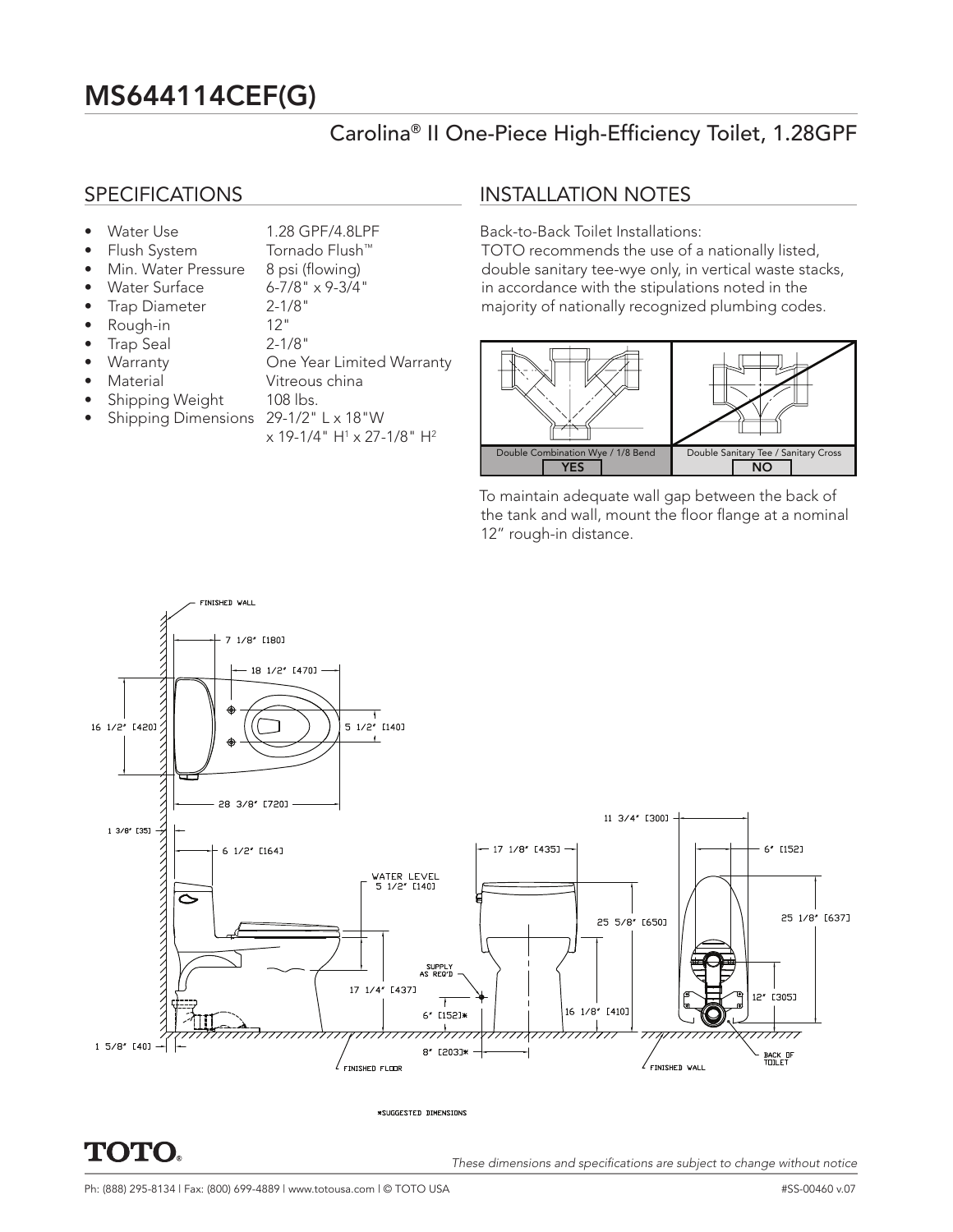# MS644114CEF(G)

## Carolina® II One-Piece High-Efficiency Toilet, 1.28GPF

## SPECIFICATIONS

- Water Use: 1.28 GPF/4.8LPF
- Flush System: Tornado Flush™
- Min. Water Pressure: 8 psi (flowing)
- Water Surface: 6-7/8" x 9-3/4"
- Trap Diameter: 2-1/8"
- Rough-in: 12"
- Trap Seal: 2-1/8"
- Warranty: One Year Limited Warranty
- Material: Vitreous china
- Shipping Weight: 108 lbs.
- Shipping Dimensions: 29-1/2" L x 18"W x 19-1/4" H[1] x 27-1/8" H[2]

## INSTALLATION NOTES

Back-to-Back Toilet Installations:
TOTO recommends the use of a nationally listed, double sanitary tee-wye only, in vertical waste stacks, in accordance with the stipulations noted in the majority of nationally recognized plumbing codes.

Double Combination Wye / 1/8 Bend
YES

Double Sanitary Tee / Sanitary Cross
NO

To maintain adequate wall gap between the back of the tank and wall, mount the floor flange at a nominal 12" rough-in distance.

FINISHED WALL
7 1/8" [180]
18 1/2" [470]
16 1/2" [420]
5 1/2" [140]
28 3/8" [720]
1 3/8" [35]
6 1/2" [164]
WATER LEVEL
5 1/2" [140]
17 1/4" [437]
1 5/8" [40]
SUPPLY AS REQ'D
6" [152]*
8" [203]*
FINISHED FLOOR
17 1/8" [435]
25 5/8" [650]
16 1/8" [410]
11 3/4" [300]
6" [152]
25 1/8" [637]
12" [305]
BACK OF TOILET
FINISHED WALL

*SUGGESTED DIMENSIONS

TOTO®

*These dimensions and specifications are subject to change without notice*

Ph: (888) 295-8134 | Fax: (800) 699-4889 | www.totousa.com | © TOTO USA

#SS-00460 v.07